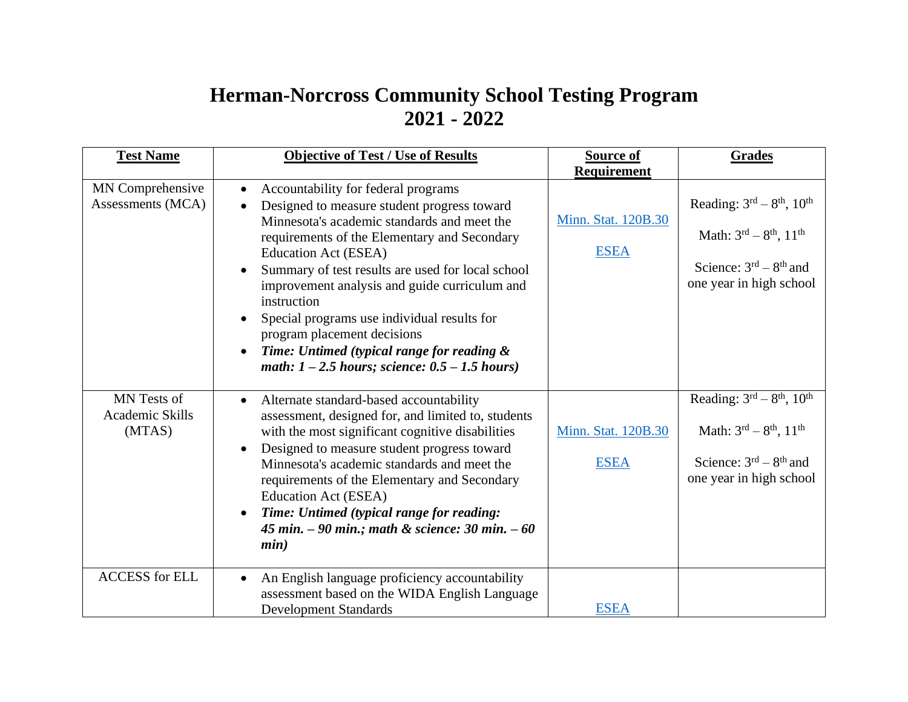# Herman-Norcross Community School Testing Program
# 2021 - 2022

| Test Name | Objective of Test / Use of Results | Source of Requirement | Grades |
|---|---|---|---|
| MN Comprehensive Assessments (MCA) | • Accountability for federal programs<br>• Designed to measure student progress toward Minnesota's academic standards and meet the requirements of the Elementary and Secondary Education Act (ESEA)<br>• Summary of test results are used for local school improvement analysis and guide curriculum and instruction<br>• Special programs use individual results for program placement decisions<br>• ***Time: Untimed (typical range for reading & math: 1 – 2.5 hours; science: 0.5 – 1.5 hours)*** | Minn. Stat. 120B.30<br><br>ESEA | Reading: 3rd – 8th, 10th<br><br>Math: 3rd – 8th, 11th<br><br>Science: 3rd – 8th and one year in high school |
| MN Tests of Academic Skills (MTAS) | • Alternate standard-based accountability assessment, designed for, and limited to, students with the most significant cognitive disabilities<br>• Designed to measure student progress toward Minnesota's academic standards and meet the requirements of the Elementary and Secondary Education Act (ESEA)<br>• ***Time: Untimed (typical range for reading: 45 min. – 90 min.; math & science: 30 min. – 60 min)*** | Minn. Stat. 120B.30<br><br>ESEA | Reading: 3rd – 8th, 10th<br><br>Math: 3rd – 8th, 11th<br><br>Science: 3rd – 8th and one year in high school |
| ACCESS for ELL | • An English language proficiency accountability assessment based on the WIDA English Language Development Standards | ESEA | |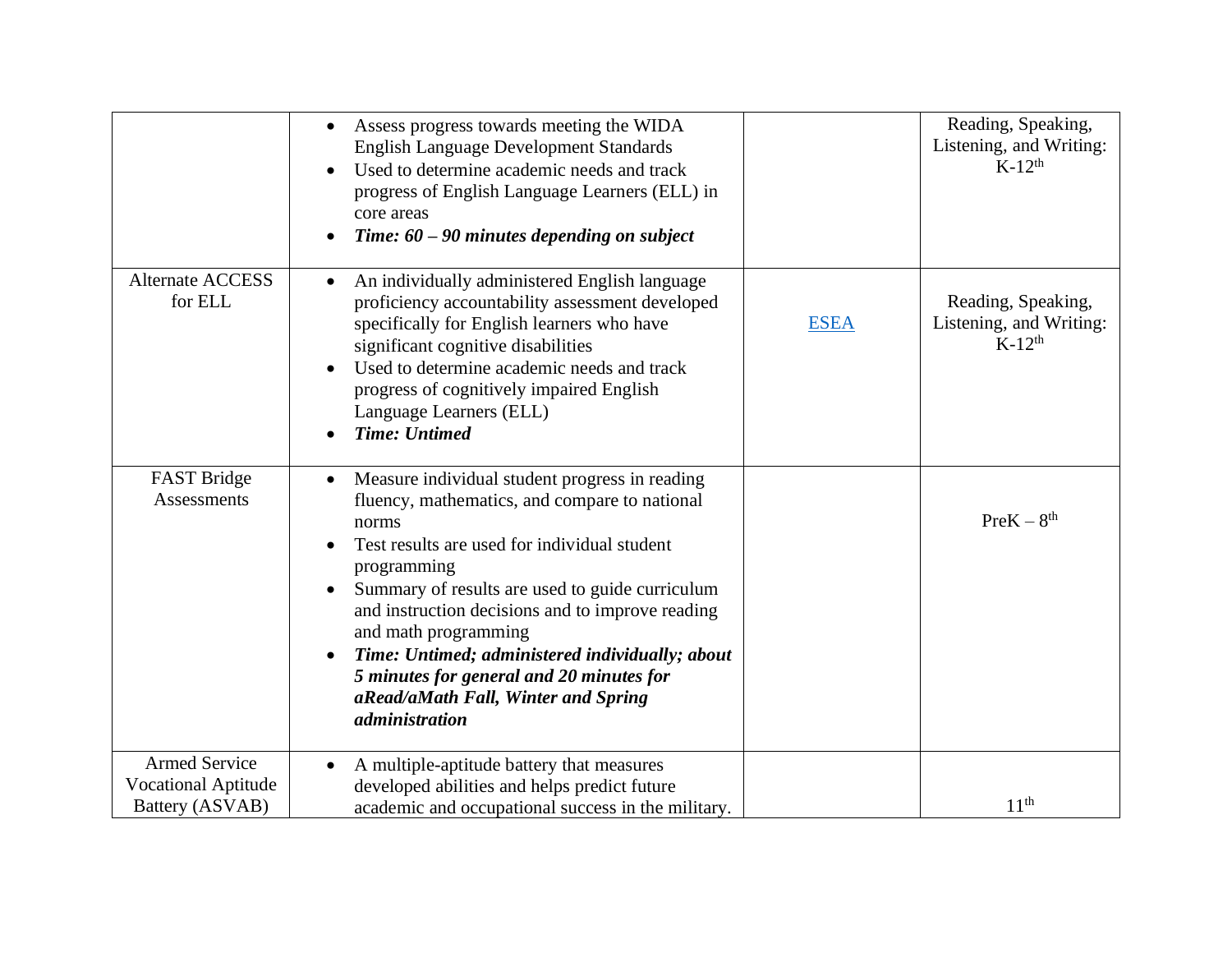| | | | |
|---|---|---|---|
| | • Assess progress towards meeting the WIDA English Language Development Standards<br>• Used to determine academic needs and track progress of English Language Learners (ELL) in core areas<br>• ***Time: 60 – 90 minutes depending on subject*** | | Reading, Speaking, Listening, and Writing: K-12th |
| Alternate ACCESS for ELL | • An individually administered English language proficiency accountability assessment developed specifically for English learners who have significant cognitive disabilities<br>• Used to determine academic needs and track progress of cognitively impaired English Language Learners (ELL)<br>• ***Time: Untimed*** | ESEA | Reading, Speaking, Listening, and Writing: K-12th |
| FAST Bridge Assessments | • Measure individual student progress in reading fluency, mathematics, and compare to national norms<br>• Test results are used for individual student programming<br>• Summary of results are used to guide curriculum and instruction decisions and to improve reading and math programming<br>• ***Time: Untimed; administered individually; about 5 minutes for general and 20 minutes for aRead/aMath Fall, Winter and Spring administration*** | | PreK – 8th |
| Armed Service Vocational Aptitude Battery (ASVAB) | • A multiple-aptitude battery that measures developed abilities and helps predict future academic and occupational success in the military. | | 11th |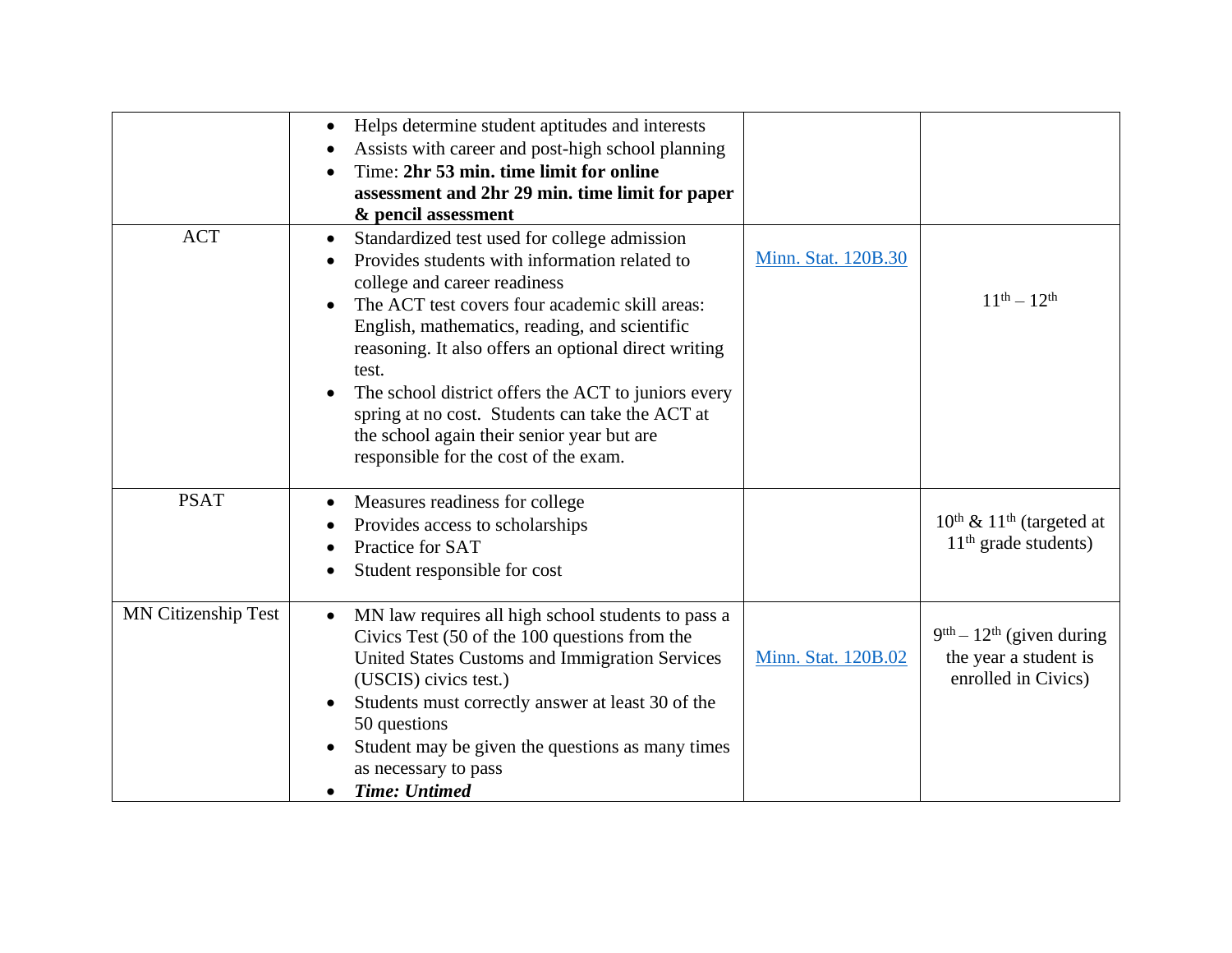| | | | |
|---|---|---|---|
| | • Helps determine student aptitudes and interests<br>• Assists with career and post-high school planning<br>• Time: **2hr 53 min. time limit for online assessment and 2hr 29 min. time limit for paper & pencil assessment** | | |
| ACT | • Standardized test used for college admission<br>• Provides students with information related to college and career readiness<br>• The ACT test covers four academic skill areas: English, mathematics, reading, and scientific reasoning. It also offers an optional direct writing test.<br>• The school district offers the ACT to juniors every spring at no cost. Students can take the ACT at the school again their senior year but are responsible for the cost of the exam. | Minn. Stat. 120B.30 | 11th – 12th |
| PSAT | • Measures readiness for college<br>• Provides access to scholarships<br>• Practice for SAT<br>• Student responsible for cost | | 10th & 11th (targeted at 11th grade students) |
| MN Citizenship Test | • MN law requires all high school students to pass a Civics Test (50 of the 100 questions from the United States Customs and Immigration Services (USCIS) civics test.)<br>• Students must correctly answer at least 30 of the 50 questions<br>• Student may be given the questions as many times as necessary to pass<br>• ***Time: Untimed*** | Minn. Stat. 120B.02 | 9th – 12th (given during the year a student is enrolled in Civics) |